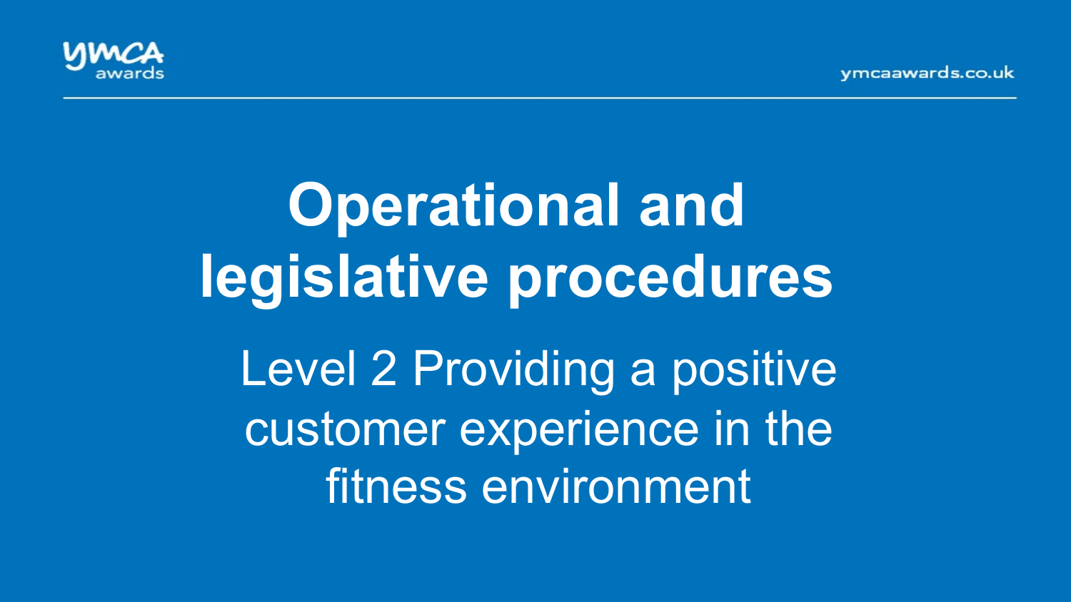# Operational and legislative procedures

Level 2 Providing a positive customer experience in the fitness environment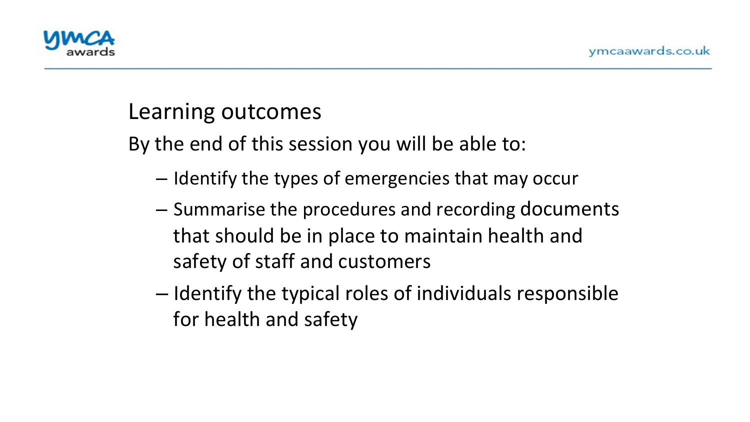## Learning outcomes

By the end of this session you will be able to:

- Identify the types of emergencies that may occur
- Summarise the procedures and recording documents that should be in place to maintain health and safety of staff and customers
- Identify the typical roles of individuals responsible for health and safety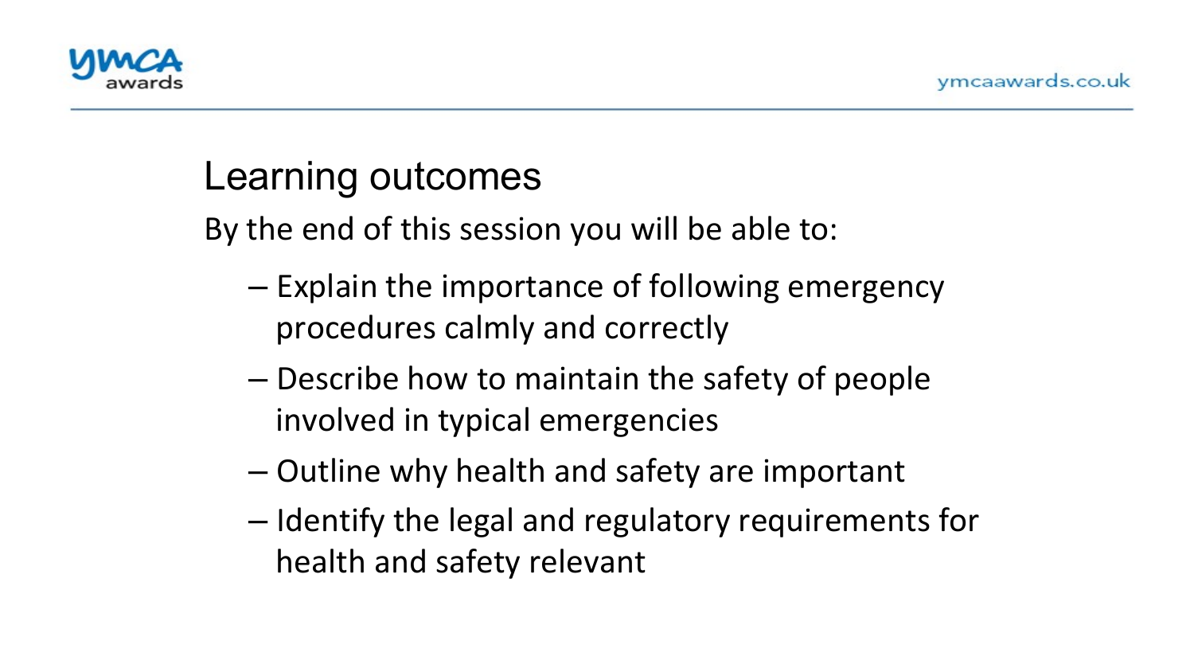## Learning outcomes

By the end of this session you will be able to:

- Explain the importance of following emergency procedures calmly and correctly
- Describe how to maintain the safety of people involved in typical emergencies
- Outline why health and safety are important
- Identify the legal and regulatory requirements for health and safety relevant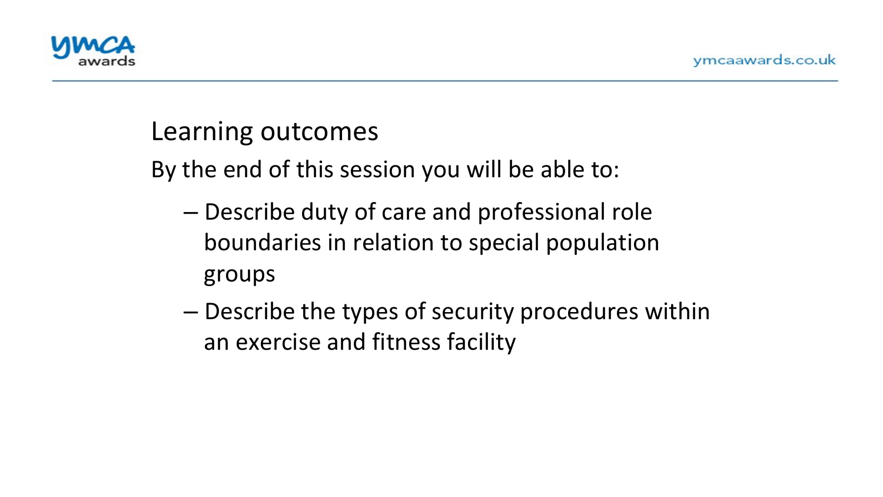## Learning outcomes

By the end of this session you will be able to:

- Describe duty of care and professional role boundaries in relation to special population groups
- Describe the types of security procedures within an exercise and fitness facility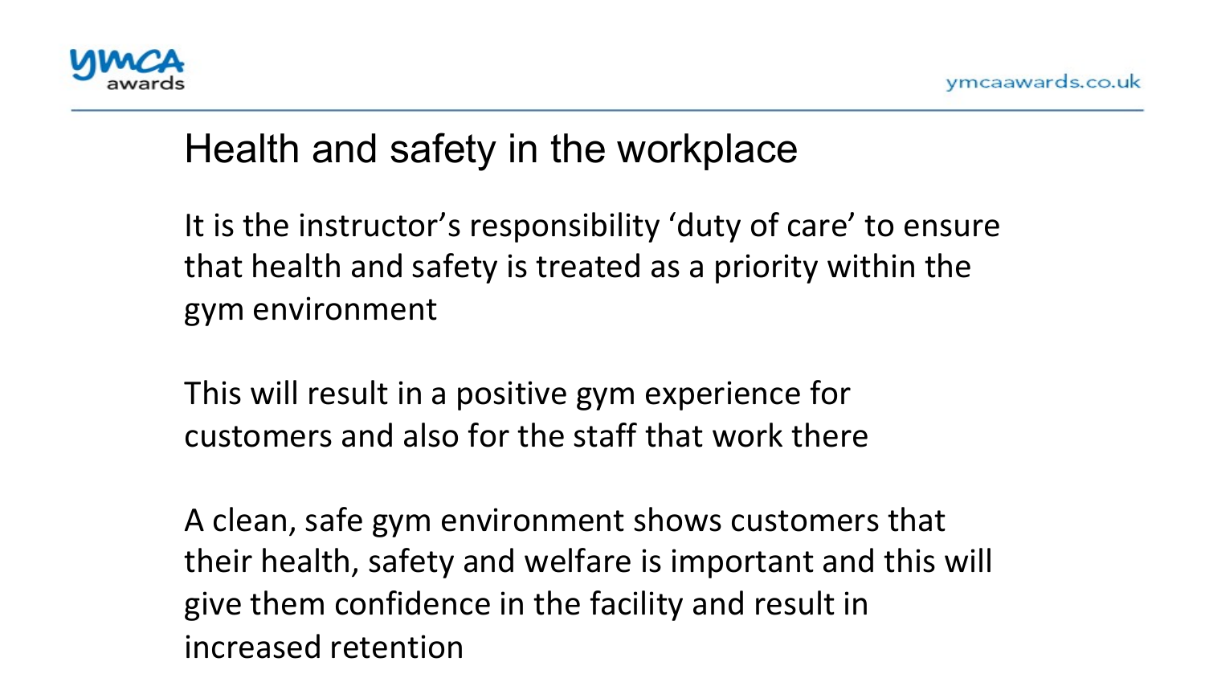# Health and safety in the workplace

It is the instructor's responsibility 'duty of care' to ensure that health and safety is treated as a priority within the gym environment

This will result in a positive gym experience for customers and also for the staff that work there

A clean, safe gym environment shows customers that their health, safety and welfare is important and this will give them confidence in the facility and result in increased retention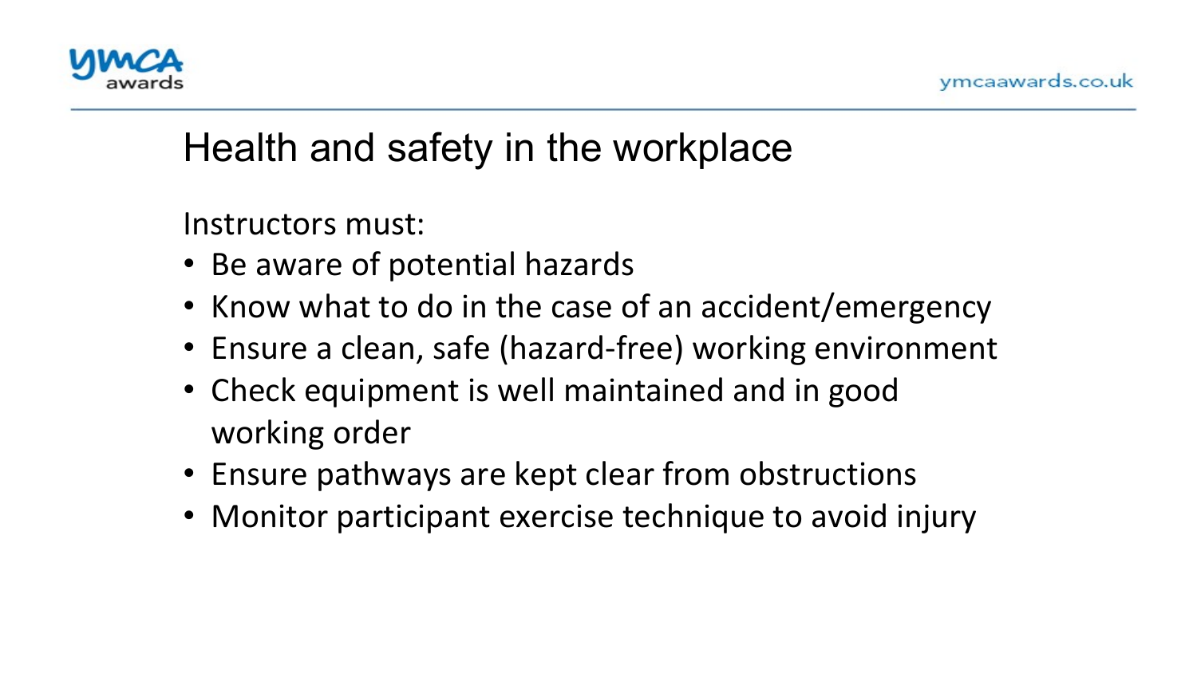# Health and safety in the workplace

Instructors must:

- Be aware of potential hazards
- Know what to do in the case of an accident/emergency
- Ensure a clean, safe (hazard-free) working environment
- Check equipment is well maintained and in good working order
- Ensure pathways are kept clear from obstructions
- Monitor participant exercise technique to avoid injury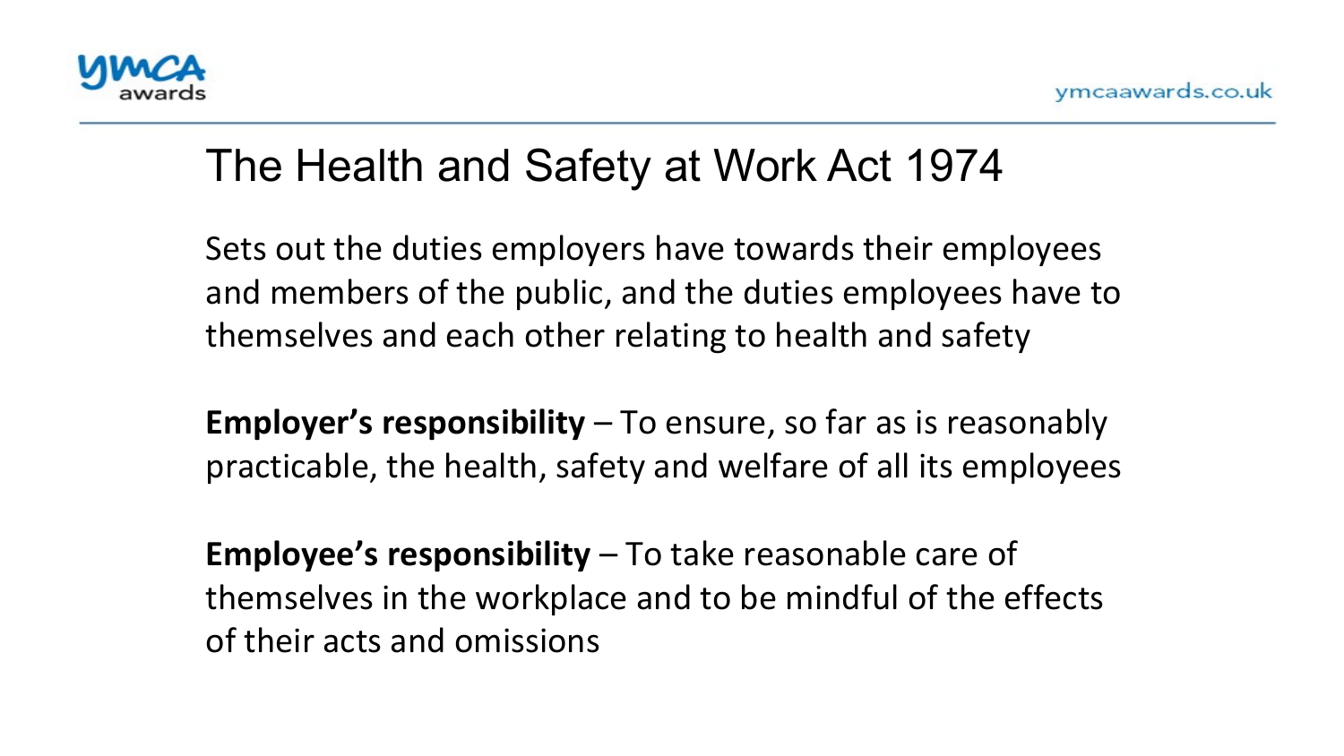# The Health and Safety at Work Act 1974

Sets out the duties employers have towards their employees and members of the public, and the duties employees have to themselves and each other relating to health and safety

**Employer's responsibility** – To ensure, so far as is reasonably practicable, the health, safety and welfare of all its employees

**Employee's responsibility** – To take reasonable care of themselves in the workplace and to be mindful of the effects of their acts and omissions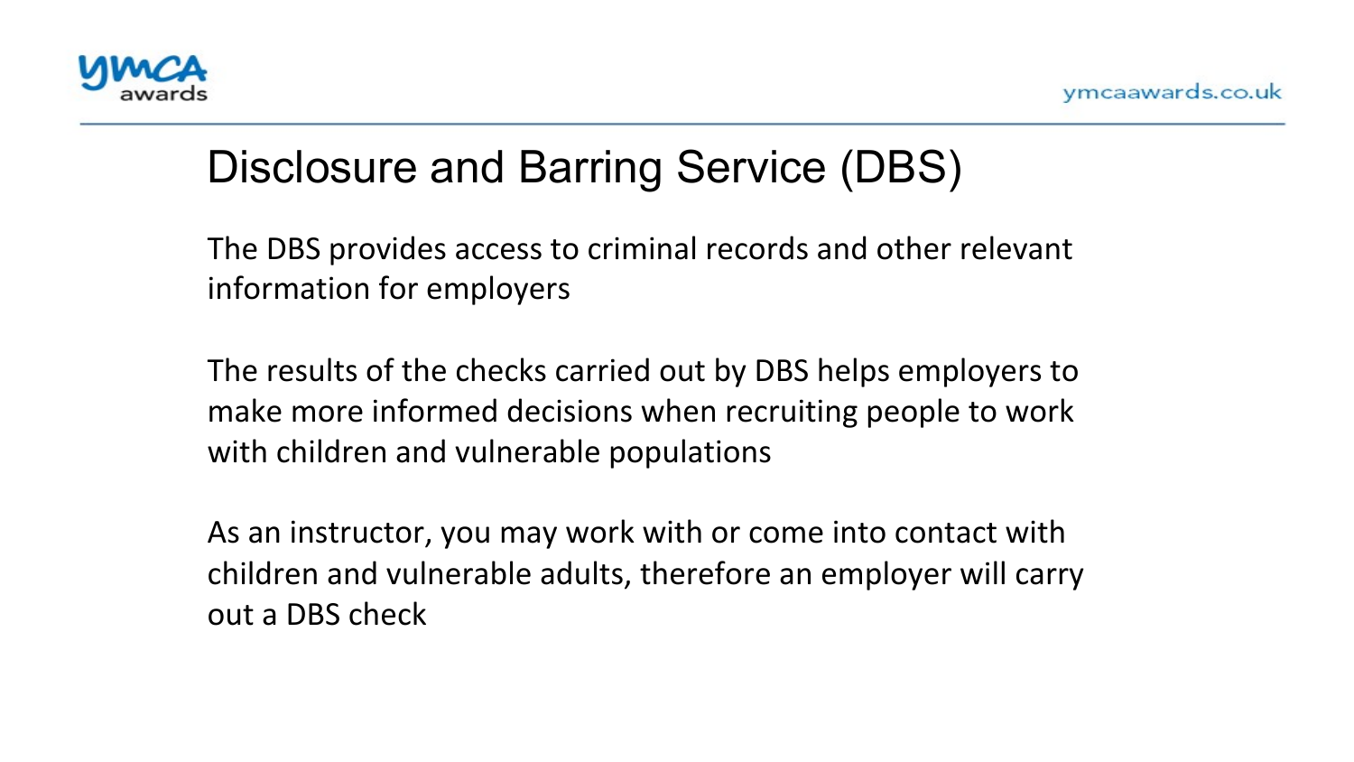# Disclosure and Barring Service (DBS)

The DBS provides access to criminal records and other relevant information for employers

The results of the checks carried out by DBS helps employers to make more informed decisions when recruiting people to work with children and vulnerable populations

As an instructor, you may work with or come into contact with children and vulnerable adults, therefore an employer will carry out a DBS check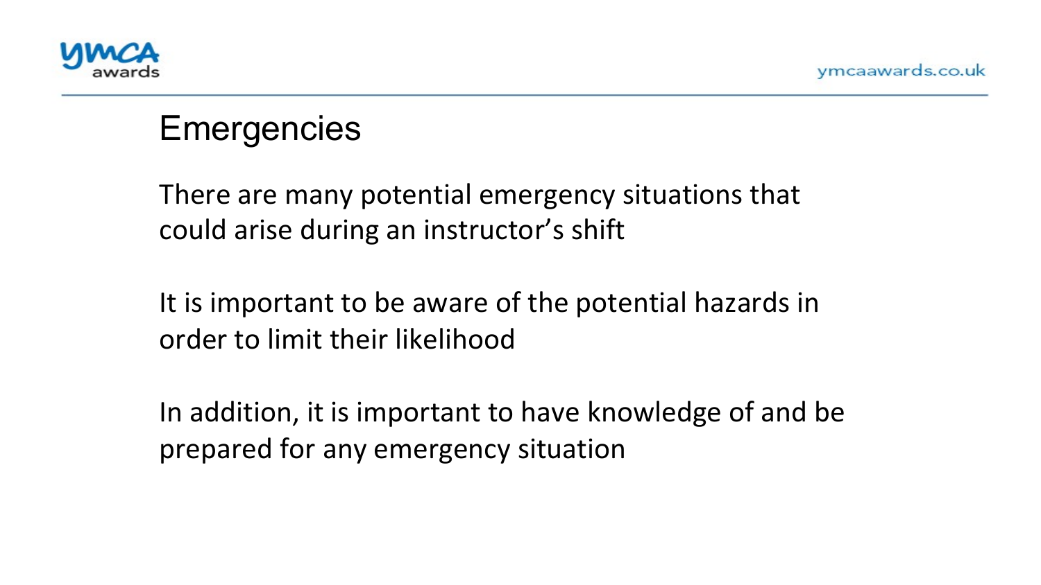# Emergencies

There are many potential emergency situations that could arise during an instructor's shift

It is important to be aware of the potential hazards in order to limit their likelihood

In addition, it is important to have knowledge of and be prepared for any emergency situation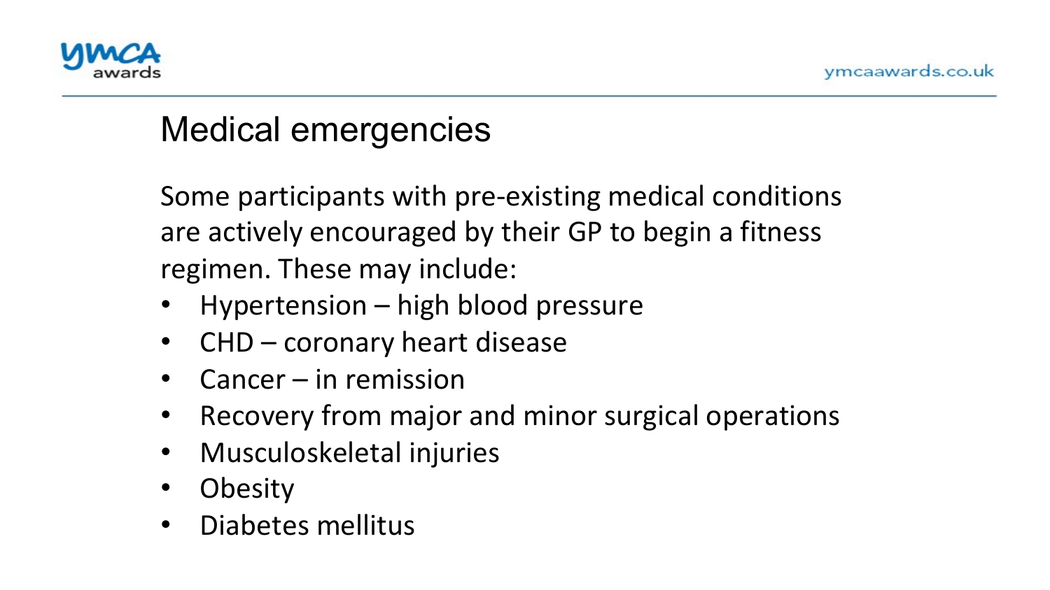# Medical emergencies

Some participants with pre-existing medical conditions are actively encouraged by their GP to begin a fitness regimen. These may include:

- Hypertension – high blood pressure
- CHD – coronary heart disease
- Cancer – in remission
- Recovery from major and minor surgical operations
- Musculoskeletal injuries
- Obesity
- Diabetes mellitus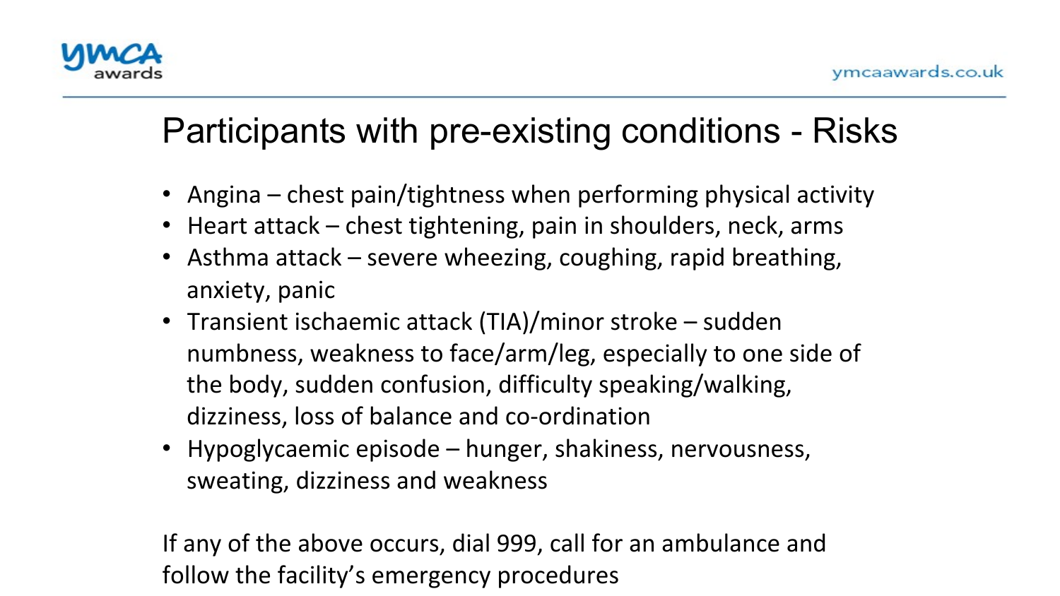# Participants with pre-existing conditions - Risks

- Angina – chest pain/tightness when performing physical activity
- Heart attack – chest tightening, pain in shoulders, neck, arms
- Asthma attack – severe wheezing, coughing, rapid breathing, anxiety, panic
- Transient ischaemic attack (TIA)/minor stroke – sudden numbness, weakness to face/arm/leg, especially to one side of the body, sudden confusion, difficulty speaking/walking, dizziness, loss of balance and co-ordination
- Hypoglycaemic episode – hunger, shakiness, nervousness, sweating, dizziness and weakness

If any of the above occurs, dial 999, call for an ambulance and follow the facility's emergency procedures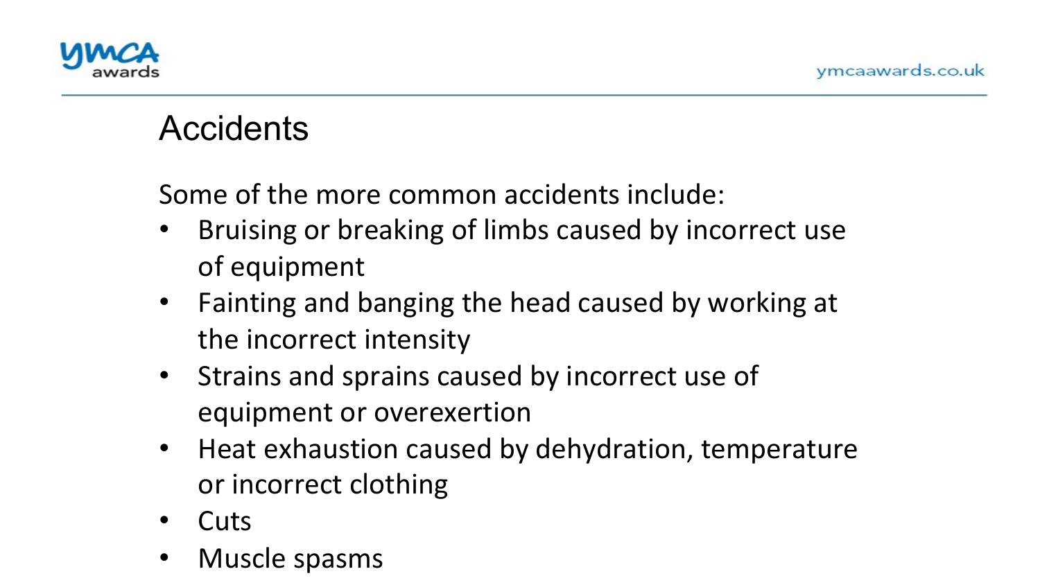# Accidents

Some of the more common accidents include:

- Bruising or breaking of limbs caused by incorrect use of equipment
- Fainting and banging the head caused by working at the incorrect intensity
- Strains and sprains caused by incorrect use of equipment or overexertion
- Heat exhaustion caused by dehydration, temperature or incorrect clothing
- Cuts
- Muscle spasms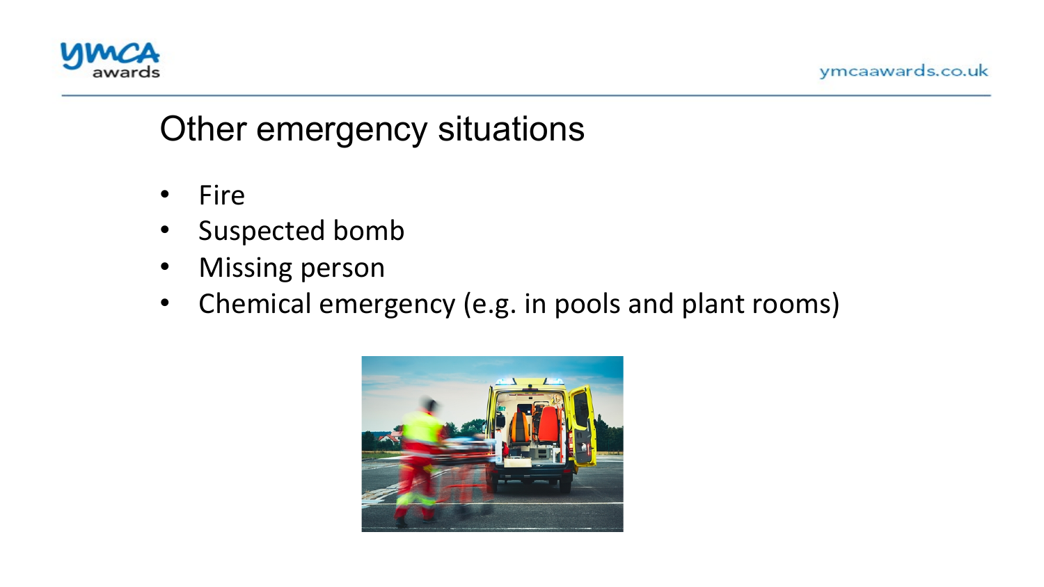## Other emergency situations

- Fire
- Suspected bomb
- Missing person
- Chemical emergency (e.g. in pools and plant rooms)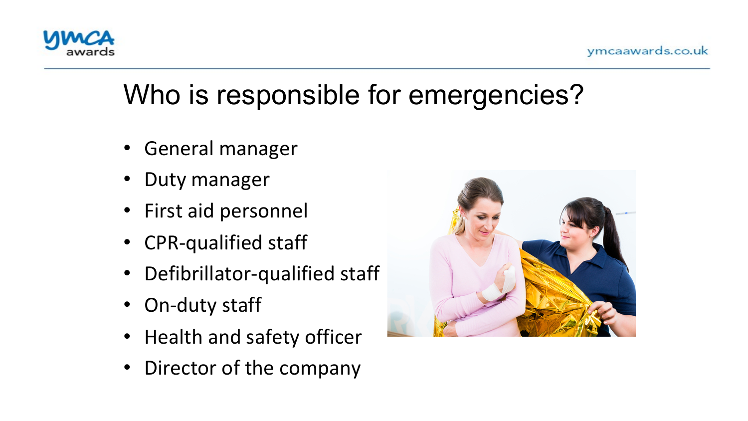# Who is responsible for emergencies?

- General manager
- Duty manager
- First aid personnel
- CPR-qualified staff
- Defibrillator-qualified staff
- On-duty staff
- Health and safety officer
- Director of the company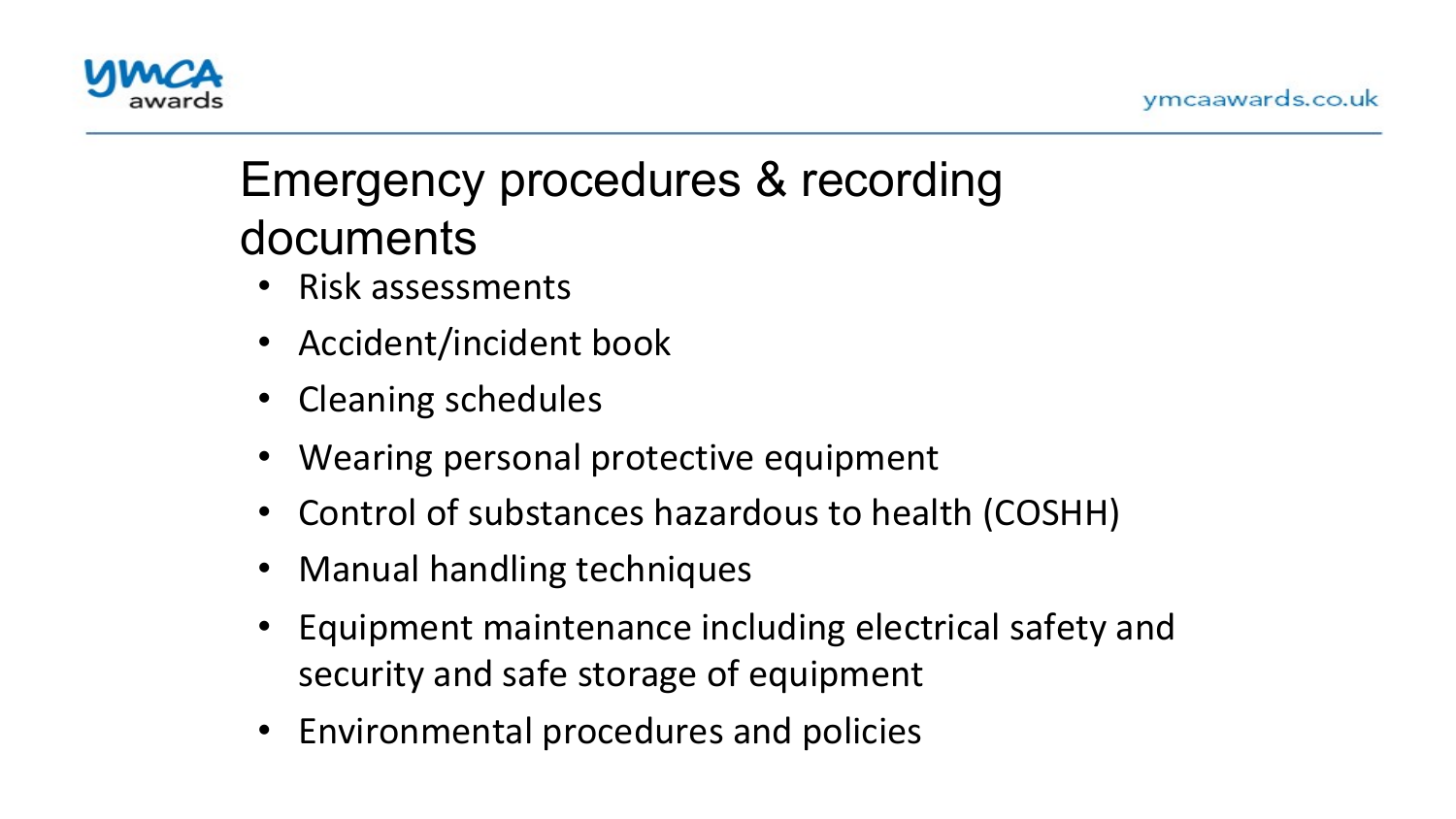# Emergency procedures & recording documents

- Risk assessments
- Accident/incident book
- Cleaning schedules
- Wearing personal protective equipment
- Control of substances hazardous to health (COSHH)
- Manual handling techniques
- Equipment maintenance including electrical safety and security and safe storage of equipment
- Environmental procedures and policies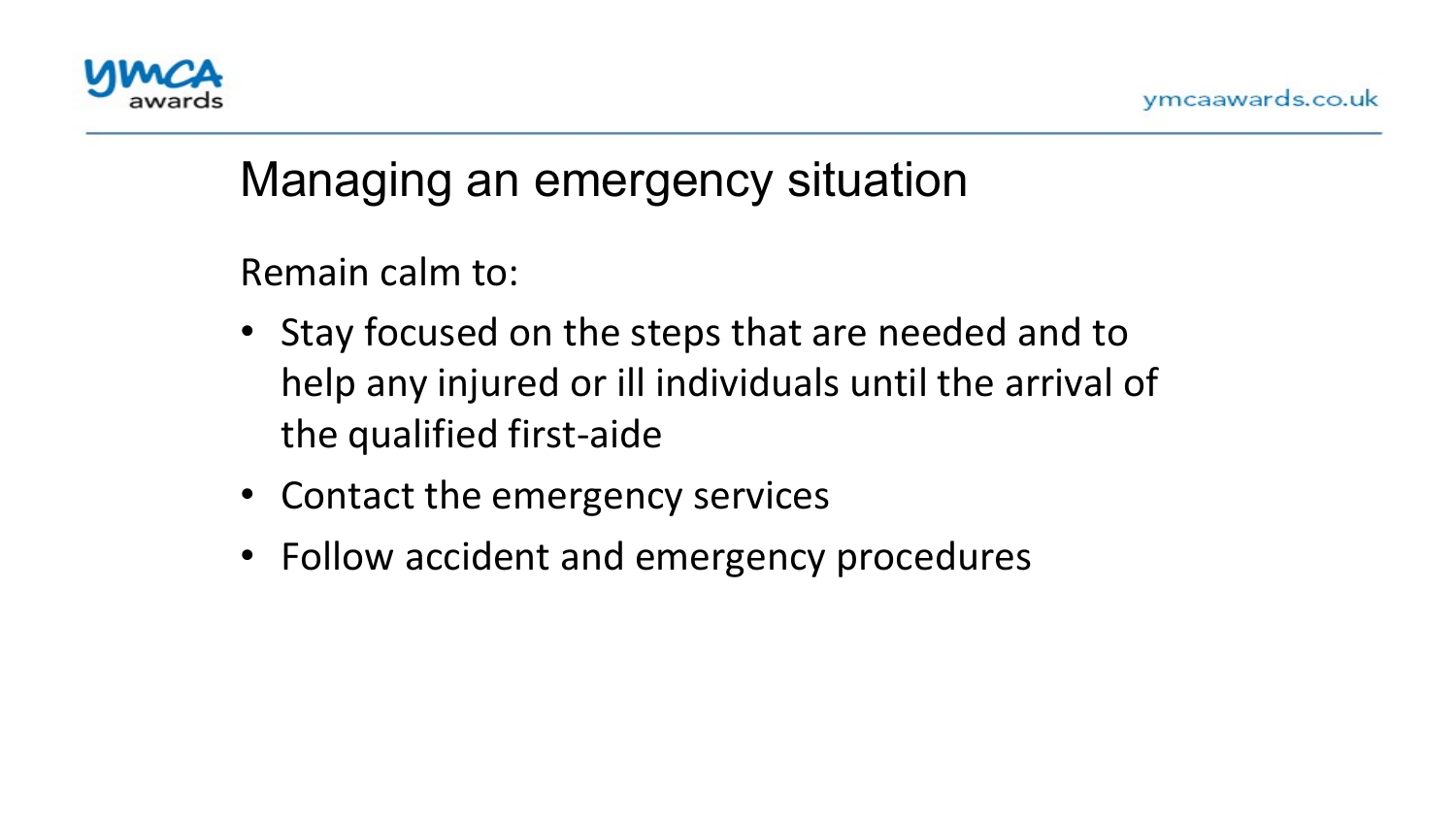# Managing an emergency situation

Remain calm to:

- Stay focused on the steps that are needed and to help any injured or ill individuals until the arrival of the qualified first-aide
- Contact the emergency services
- Follow accident and emergency procedures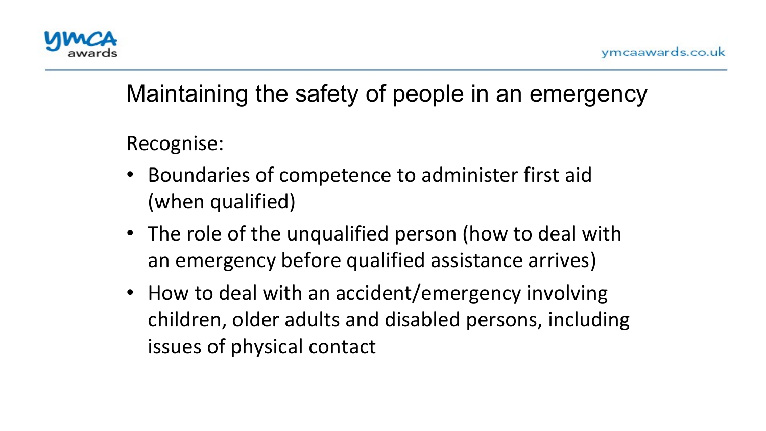# Maintaining the safety of people in an emergency

Recognise:

- Boundaries of competence to administer first aid (when qualified)
- The role of the unqualified person (how to deal with an emergency before qualified assistance arrives)
- How to deal with an accident/emergency involving children, older adults and disabled persons, including issues of physical contact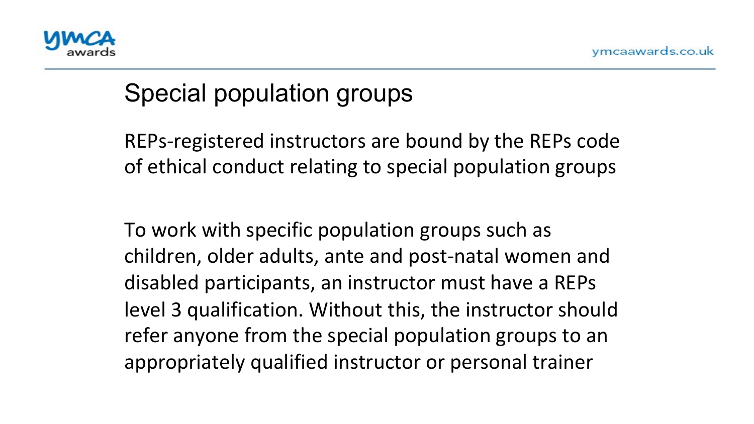# Special population groups

REPs-registered instructors are bound by the REPs code of ethical conduct relating to special population groups

To work with specific population groups such as children, older adults, ante and post-natal women and disabled participants, an instructor must have a REPs level 3 qualification. Without this, the instructor should refer anyone from the special population groups to an appropriately qualified instructor or personal trainer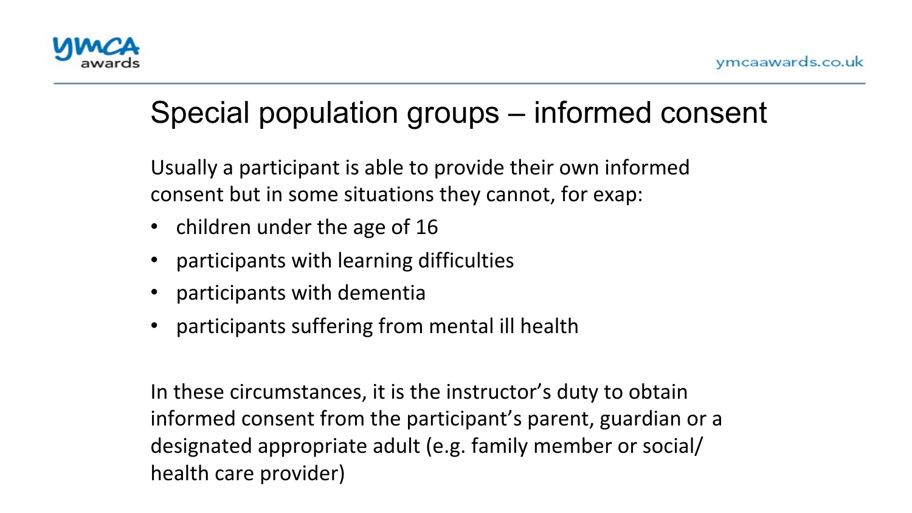# Special population groups – informed consent

Usually a participant is able to provide their own informed consent but in some situations they cannot, for exap:

- children under the age of 16
- participants with learning difficulties
- participants with dementia
- participants suffering from mental ill health

In these circumstances, it is the instructor's duty to obtain informed consent from the participant's parent, guardian or a designated appropriate adult (e.g. family member or social/ health care provider)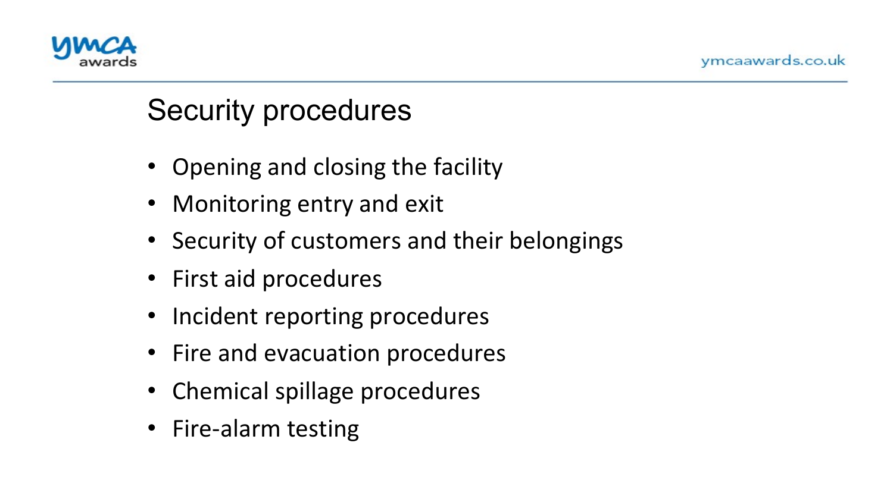# Security procedures

- Opening and closing the facility
- Monitoring entry and exit
- Security of customers and their belongings
- First aid procedures
- Incident reporting procedures
- Fire and evacuation procedures
- Chemical spillage procedures
- Fire-alarm testing